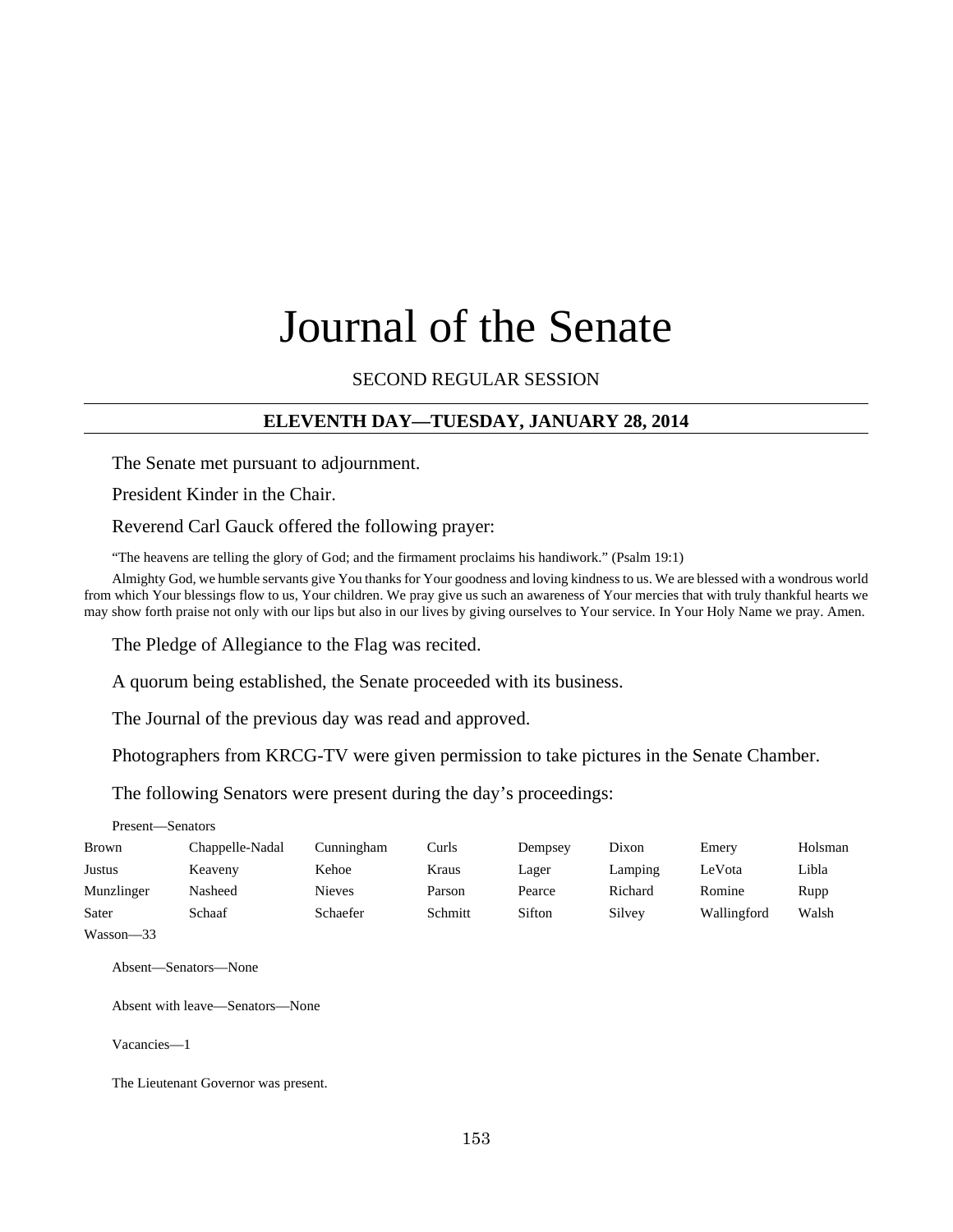# Journal of the Senate

SECOND REGULAR SESSION

## ELEVENTH DAY—TUESDAY, JANUARY 28, 2014

The Senate met pursuant to adjournment.

President Kinder in the Chair.

Reverend Carl Gauck offered the following prayer:

"The heavens are telling the glory of God; and the firmament proclaims his handiwork." (Psalm 19:1)

Almighty God, we humble servants give You thanks for Your goodness and loving kindness to us. We are blessed with a wondrous world from which Your blessings flow to us, Your children. We pray give us such an awareness of Your mercies that with truly thankful hearts we may show forth praise not only with our lips but also in our lives by giving ourselves to Your service. In Your Holy Name we pray. Amen.

The Pledge of Allegiance to the Flag was recited.

A quorum being established, the Senate proceeded with its business.

The Journal of the previous day was read and approved.

Photographers from KRCG-TV were given permission to take pictures in the Senate Chamber.

The following Senators were present during the day's proceedings:

Present—Senators

| | | | | | | | |
|---|---|---|---|---|---|---|---|
| Brown | Chappelle-Nadal | Cunningham | Curls | Dempsey | Dixon | Emery | Holsman |
| Justus | Keaveny | Kehoe | Kraus | Lager | Lamping | LeVota | Libla |
| Munzlinger | Nasheed | Nieves | Parson | Pearce | Richard | Romine | Rupp |
| Sater | Schaaf | Schaefer | Schmitt | Sifton | Silvey | Wallingford | Walsh |
| Wasson—33 | | | | | | | |

Absent—Senators—None

Absent with leave—Senators—None

Vacancies—1

The Lieutenant Governor was present.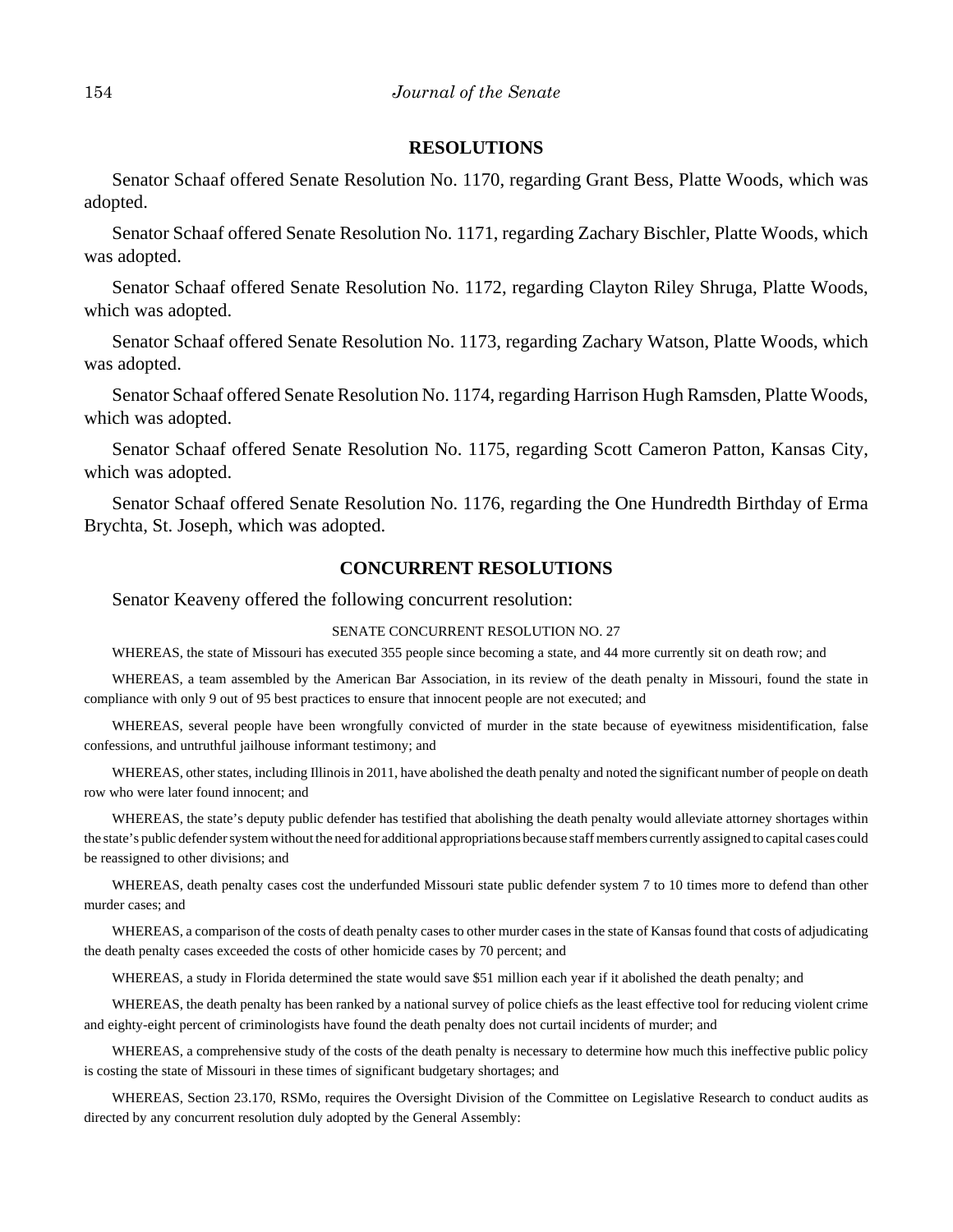## RESOLUTIONS

Senator Schaaf offered Senate Resolution No. 1170, regarding Grant Bess, Platte Woods, which was adopted.

Senator Schaaf offered Senate Resolution No. 1171, regarding Zachary Bischler, Platte Woods, which was adopted.

Senator Schaaf offered Senate Resolution No. 1172, regarding Clayton Riley Shruga, Platte Woods, which was adopted.

Senator Schaaf offered Senate Resolution No. 1173, regarding Zachary Watson, Platte Woods, which was adopted.

Senator Schaaf offered Senate Resolution No. 1174, regarding Harrison Hugh Ramsden, Platte Woods, which was adopted.

Senator Schaaf offered Senate Resolution No. 1175, regarding Scott Cameron Patton, Kansas City, which was adopted.

Senator Schaaf offered Senate Resolution No. 1176, regarding the One Hundredth Birthday of Erma Brychta, St. Joseph, which was adopted.

## CONCURRENT RESOLUTIONS

Senator Keaveny offered the following concurrent resolution:

SENATE CONCURRENT RESOLUTION NO. 27

WHEREAS, the state of Missouri has executed 355 people since becoming a state, and 44 more currently sit on death row; and

WHEREAS, a team assembled by the American Bar Association, in its review of the death penalty in Missouri, found the state in compliance with only 9 out of 95 best practices to ensure that innocent people are not executed; and

WHEREAS, several people have been wrongfully convicted of murder in the state because of eyewitness misidentification, false confessions, and untruthful jailhouse informant testimony; and

WHEREAS, other states, including Illinois in 2011, have abolished the death penalty and noted the significant number of people on death row who were later found innocent; and

WHEREAS, the state's deputy public defender has testified that abolishing the death penalty would alleviate attorney shortages within the state's public defender system without the need for additional appropriations because staff members currently assigned to capital cases could be reassigned to other divisions; and

WHEREAS, death penalty cases cost the underfunded Missouri state public defender system 7 to 10 times more to defend than other murder cases; and

WHEREAS, a comparison of the costs of death penalty cases to other murder cases in the state of Kansas found that costs of adjudicating the death penalty cases exceeded the costs of other homicide cases by 70 percent; and

WHEREAS, a study in Florida determined the state would save $51 million each year if it abolished the death penalty; and

WHEREAS, the death penalty has been ranked by a national survey of police chiefs as the least effective tool for reducing violent crime and eighty-eight percent of criminologists have found the death penalty does not curtail incidents of murder; and

WHEREAS, a comprehensive study of the costs of the death penalty is necessary to determine how much this ineffective public policy is costing the state of Missouri in these times of significant budgetary shortages; and

WHEREAS, Section 23.170, RSMo, requires the Oversight Division of the Committee on Legislative Research to conduct audits as directed by any concurrent resolution duly adopted by the General Assembly: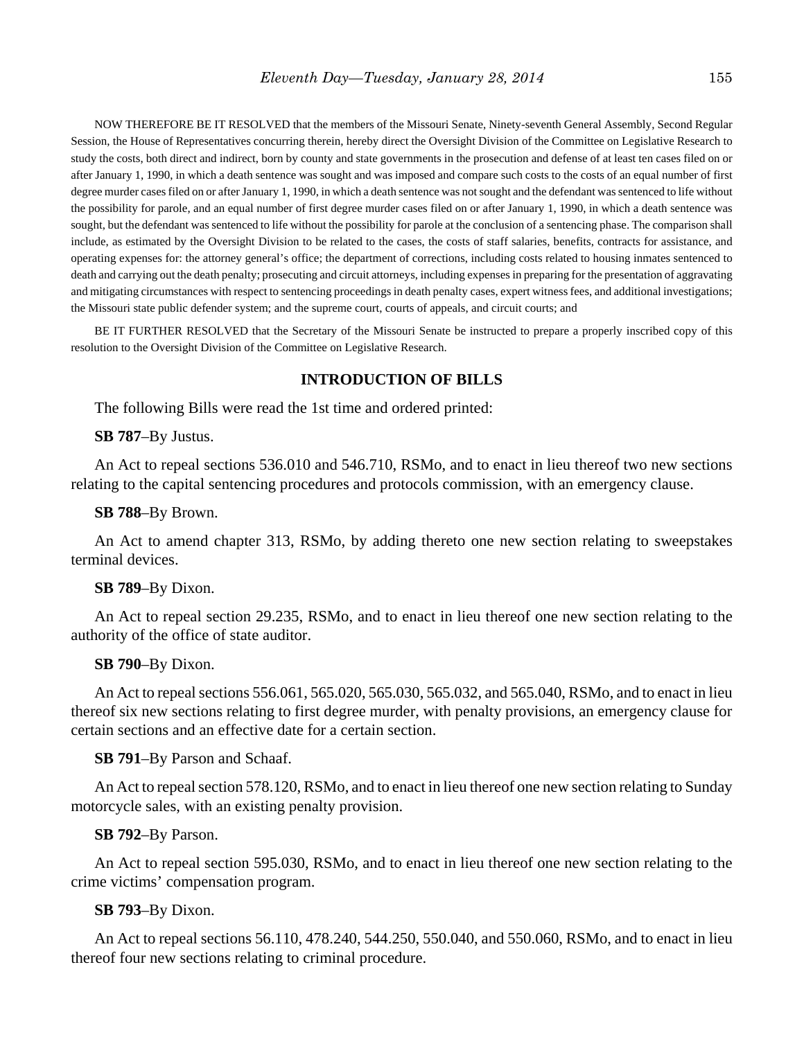NOW THEREFORE BE IT RESOLVED that the members of the Missouri Senate, Ninety-seventh General Assembly, Second Regular Session, the House of Representatives concurring therein, hereby direct the Oversight Division of the Committee on Legislative Research to study the costs, both direct and indirect, born by county and state governments in the prosecution and defense of at least ten cases filed on or after January 1, 1990, in which a death sentence was sought and was imposed and compare such costs to the costs of an equal number of first degree murder cases filed on or after January 1, 1990, in which a death sentence was not sought and the defendant was sentenced to life without the possibility for parole, and an equal number of first degree murder cases filed on or after January 1, 1990, in which a death sentence was sought, but the defendant was sentenced to life without the possibility for parole at the conclusion of a sentencing phase. The comparison shall include, as estimated by the Oversight Division to be related to the cases, the costs of staff salaries, benefits, contracts for assistance, and operating expenses for: the attorney general's office; the department of corrections, including costs related to housing inmates sentenced to death and carrying out the death penalty; prosecuting and circuit attorneys, including expenses in preparing for the presentation of aggravating and mitigating circumstances with respect to sentencing proceedings in death penalty cases, expert witness fees, and additional investigations; the Missouri state public defender system; and the supreme court, courts of appeals, and circuit courts; and

BE IT FURTHER RESOLVED that the Secretary of the Missouri Senate be instructed to prepare a properly inscribed copy of this resolution to the Oversight Division of the Committee on Legislative Research.

## INTRODUCTION OF BILLS

The following Bills were read the 1st time and ordered printed:

**SB 787**–By Justus.

An Act to repeal sections 536.010 and 546.710, RSMo, and to enact in lieu thereof two new sections relating to the capital sentencing procedures and protocols commission, with an emergency clause.

**SB 788**–By Brown.

An Act to amend chapter 313, RSMo, by adding thereto one new section relating to sweepstakes terminal devices.

**SB 789**–By Dixon.

An Act to repeal section 29.235, RSMo, and to enact in lieu thereof one new section relating to the authority of the office of state auditor.

**SB 790**–By Dixon.

An Act to repeal sections 556.061, 565.020, 565.030, 565.032, and 565.040, RSMo, and to enact in lieu thereof six new sections relating to first degree murder, with penalty provisions, an emergency clause for certain sections and an effective date for a certain section.

**SB 791**–By Parson and Schaaf.

An Act to repeal section 578.120, RSMo, and to enact in lieu thereof one new section relating to Sunday motorcycle sales, with an existing penalty provision.

**SB 792**–By Parson.

An Act to repeal section 595.030, RSMo, and to enact in lieu thereof one new section relating to the crime victims' compensation program.

**SB 793**–By Dixon.

An Act to repeal sections 56.110, 478.240, 544.250, 550.040, and 550.060, RSMo, and to enact in lieu thereof four new sections relating to criminal procedure.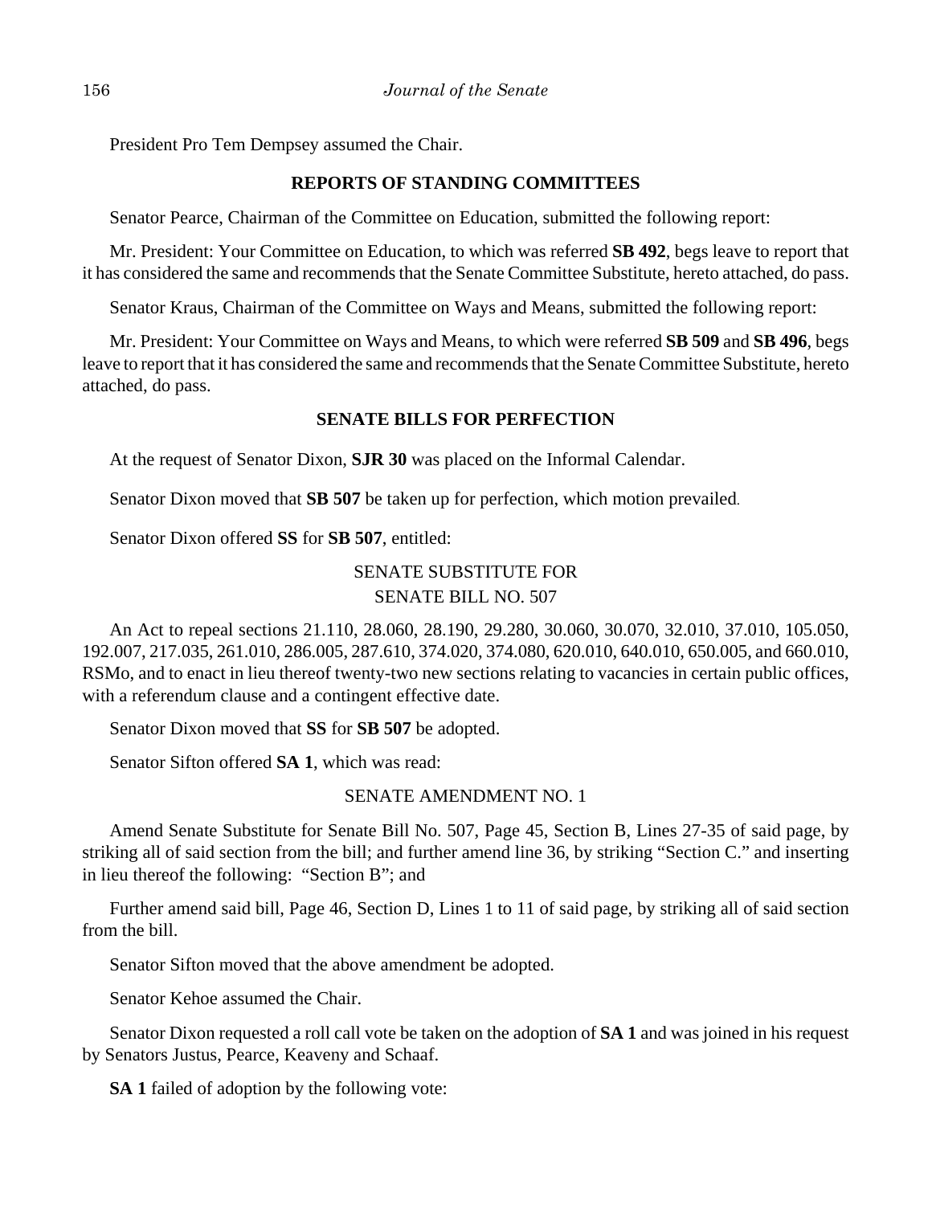President Pro Tem Dempsey assumed the Chair.

## REPORTS OF STANDING COMMITTEES

Senator Pearce, Chairman of the Committee on Education, submitted the following report:

Mr. President: Your Committee on Education, to which was referred **SB 492**, begs leave to report that it has considered the same and recommends that the Senate Committee Substitute, hereto attached, do pass.

Senator Kraus, Chairman of the Committee on Ways and Means, submitted the following report:

Mr. President: Your Committee on Ways and Means, to which were referred **SB 509** and **SB 496**, begs leave to report that it has considered the same and recommends that the Senate Committee Substitute, hereto attached, do pass.

## SENATE BILLS FOR PERFECTION

At the request of Senator Dixon, **SJR 30** was placed on the Informal Calendar.

Senator Dixon moved that **SB 507** be taken up for perfection, which motion prevailed.

Senator Dixon offered **SS** for **SB 507**, entitled:

SENATE SUBSTITUTE FOR
SENATE BILL NO. 507

An Act to repeal sections 21.110, 28.060, 28.190, 29.280, 30.060, 30.070, 32.010, 37.010, 105.050, 192.007, 217.035, 261.010, 286.005, 287.610, 374.020, 374.080, 620.010, 640.010, 650.005, and 660.010, RSMo, and to enact in lieu thereof twenty-two new sections relating to vacancies in certain public offices, with a referendum clause and a contingent effective date.

Senator Dixon moved that **SS** for **SB 507** be adopted.

Senator Sifton offered **SA 1**, which was read:

SENATE AMENDMENT NO. 1

Amend Senate Substitute for Senate Bill No. 507, Page 45, Section B, Lines 27-35 of said page, by striking all of said section from the bill; and further amend line 36, by striking "Section C." and inserting in lieu thereof the following: "Section B"; and

Further amend said bill, Page 46, Section D, Lines 1 to 11 of said page, by striking all of said section from the bill.

Senator Sifton moved that the above amendment be adopted.

Senator Kehoe assumed the Chair.

Senator Dixon requested a roll call vote be taken on the adoption of **SA 1** and was joined in his request by Senators Justus, Pearce, Keaveny and Schaaf.

**SA 1** failed of adoption by the following vote: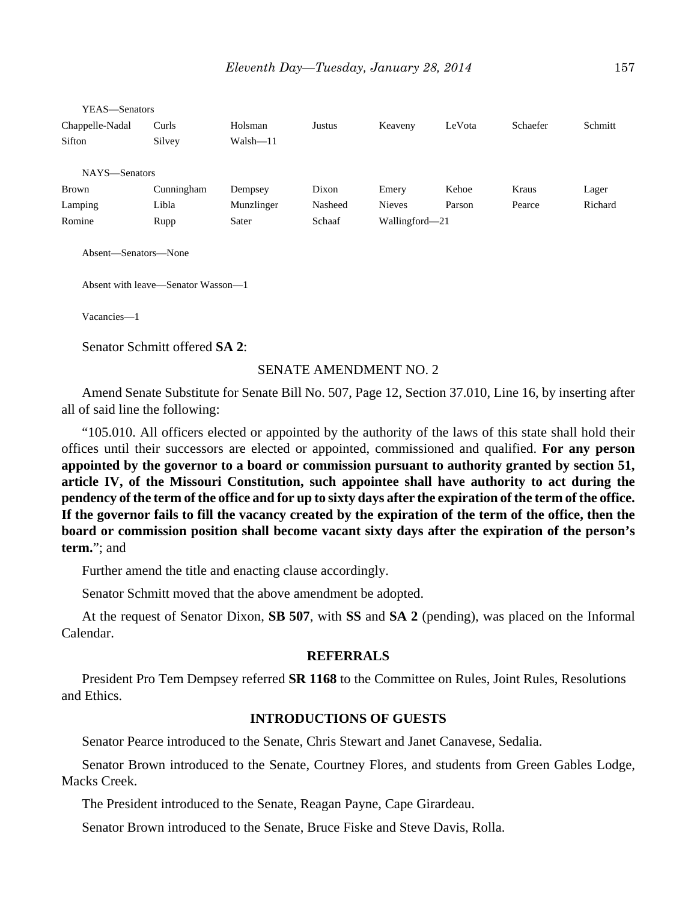YEAS—Senators

| | | | | | | | |
|---|---|---|---|---|---|---|---|
| Chappelle-Nadal | Curls | Holsman | Justus | Keaveny | LeVota | Schaefer | Schmitt |
| Sifton | Silvey | Walsh—11 | | | | | |

NAYS—Senators

| | | | | | | | |
|---|---|---|---|---|---|---|---|
| Brown | Cunningham | Dempsey | Dixon | Emery | Kehoe | Kraus | Lager |
| Lamping | Libla | Munzlinger | Nasheed | Nieves | Parson | Pearce | Richard |
| Romine | Rupp | Sater | Schaaf | Wallingford—21 | | | |

Absent—Senators—None

Absent with leave—Senator Wasson—1

Vacancies—1

Senator Schmitt offered **SA 2**:

SENATE AMENDMENT NO. 2

Amend Senate Substitute for Senate Bill No. 507, Page 12, Section 37.010, Line 16, by inserting after all of said line the following:

"105.010. All officers elected or appointed by the authority of the laws of this state shall hold their offices until their successors are elected or appointed, commissioned and qualified. **For any person appointed by the governor to a board or commission pursuant to authority granted by section 51, article IV, of the Missouri Constitution, such appointee shall have authority to act during the pendency of the term of the office and for up to sixty days after the expiration of the term of the office. If the governor fails to fill the vacancy created by the expiration of the term of the office, then the board or commission position shall become vacant sixty days after the expiration of the person's term.**"; and

Further amend the title and enacting clause accordingly.

Senator Schmitt moved that the above amendment be adopted.

At the request of Senator Dixon, **SB 507**, with **SS** and **SA 2** (pending), was placed on the Informal Calendar.

## REFERRALS

President Pro Tem Dempsey referred **SR 1168** to the Committee on Rules, Joint Rules, Resolutions and Ethics.

## INTRODUCTIONS OF GUESTS

Senator Pearce introduced to the Senate, Chris Stewart and Janet Canavese, Sedalia.

Senator Brown introduced to the Senate, Courtney Flores, and students from Green Gables Lodge, Macks Creek.

The President introduced to the Senate, Reagan Payne, Cape Girardeau.

Senator Brown introduced to the Senate, Bruce Fiske and Steve Davis, Rolla.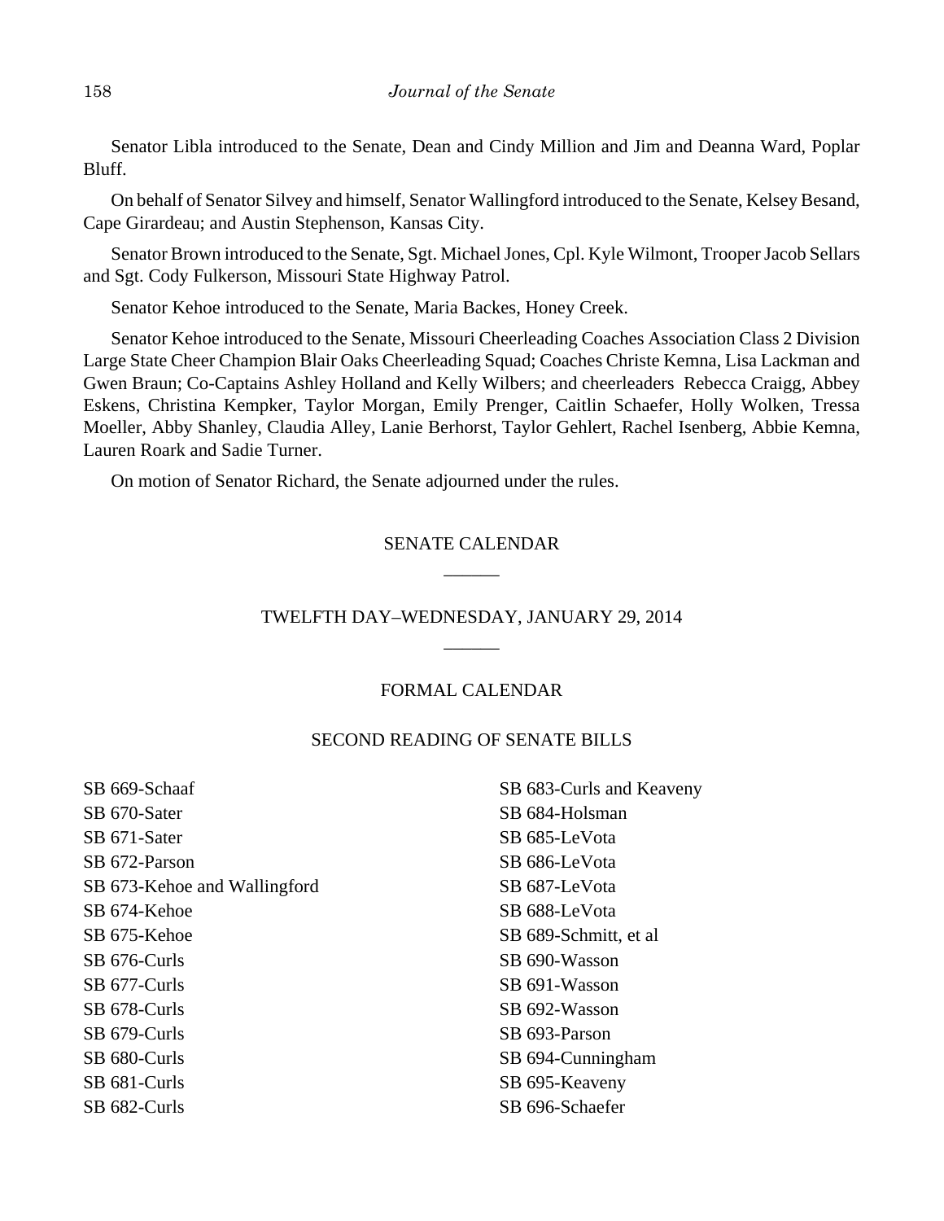Senator Libla introduced to the Senate, Dean and Cindy Million and Jim and Deanna Ward, Poplar Bluff.

On behalf of Senator Silvey and himself, Senator Wallingford introduced to the Senate, Kelsey Besand, Cape Girardeau; and Austin Stephenson, Kansas City.

Senator Brown introduced to the Senate, Sgt. Michael Jones, Cpl. Kyle Wilmont, Trooper Jacob Sellars and Sgt. Cody Fulkerson, Missouri State Highway Patrol.

Senator Kehoe introduced to the Senate, Maria Backes, Honey Creek.

Senator Kehoe introduced to the Senate, Missouri Cheerleading Coaches Association Class 2 Division Large State Cheer Champion Blair Oaks Cheerleading Squad; Coaches Christe Kemna, Lisa Lackman and Gwen Braun; Co-Captains Ashley Holland and Kelly Wilbers; and cheerleaders Rebecca Craigg, Abbey Eskens, Christina Kempker, Taylor Morgan, Emily Prenger, Caitlin Schaefer, Holly Wolken, Tressa Moeller, Abby Shanley, Claudia Alley, Lanie Berhorst, Taylor Gehlert, Rachel Isenberg, Abbie Kemna, Lauren Roark and Sadie Turner.

On motion of Senator Richard, the Senate adjourned under the rules.

## SENATE CALENDAR

______

## TWELFTH DAY–WEDNESDAY, JANUARY 29, 2014

______

## FORMAL CALENDAR

### SECOND READING OF SENATE BILLS

SB 669-Schaaf
SB 670-Sater
SB 671-Sater
SB 672-Parson
SB 673-Kehoe and Wallingford
SB 674-Kehoe
SB 675-Kehoe
SB 676-Curls
SB 677-Curls
SB 678-Curls
SB 679-Curls
SB 680-Curls
SB 681-Curls
SB 682-Curls
SB 683-Curls and Keaveny
SB 684-Holsman
SB 685-LeVota
SB 686-LeVota
SB 687-LeVota
SB 688-LeVota
SB 689-Schmitt, et al
SB 690-Wasson
SB 691-Wasson
SB 692-Wasson
SB 693-Parson
SB 694-Cunningham
SB 695-Keaveny
SB 696-Schaefer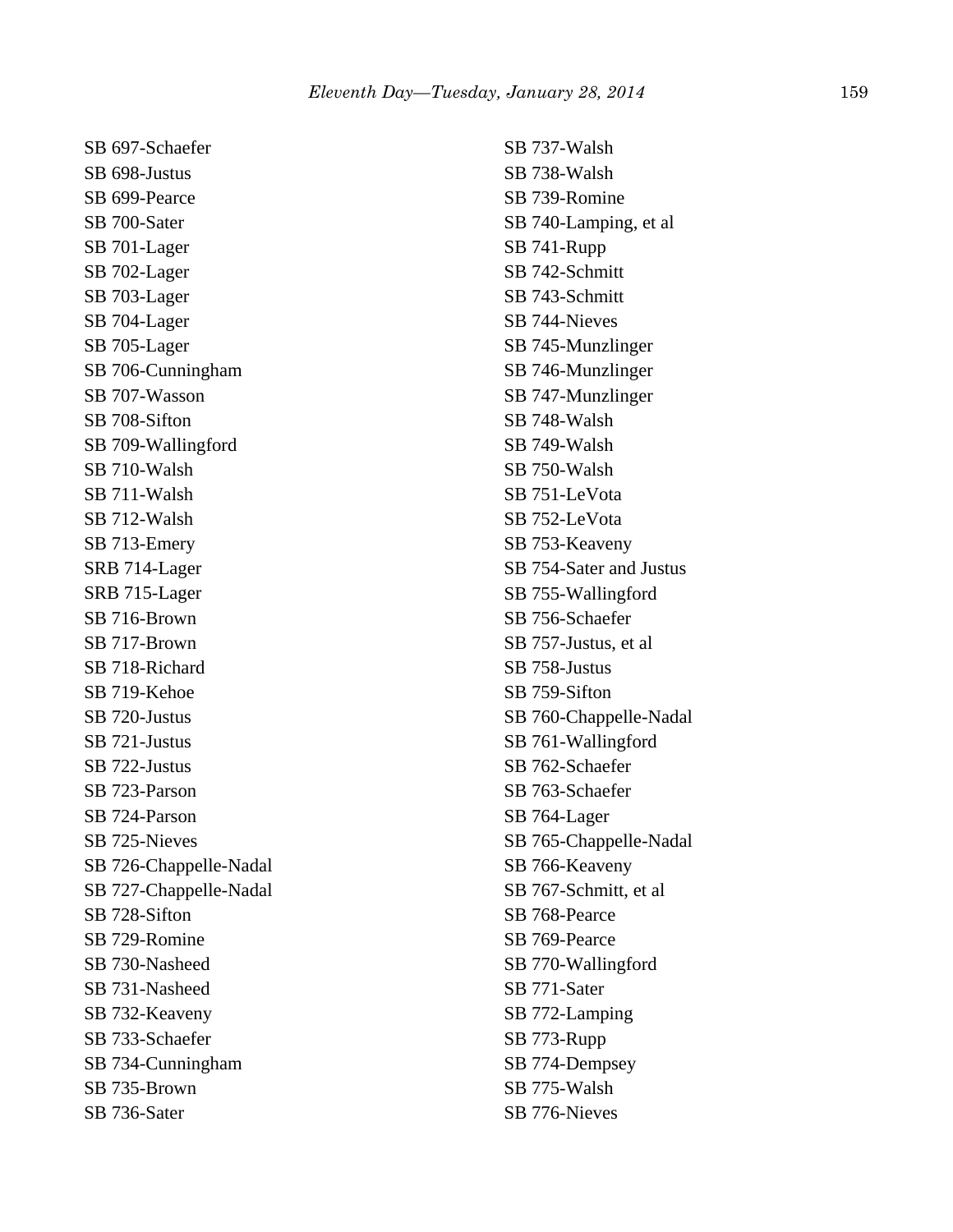SB 697-Schaefer
SB 698-Justus
SB 699-Pearce
SB 700-Sater
SB 701-Lager
SB 702-Lager
SB 703-Lager
SB 704-Lager
SB 705-Lager
SB 706-Cunningham
SB 707-Wasson
SB 708-Sifton
SB 709-Wallingford
SB 710-Walsh
SB 711-Walsh
SB 712-Walsh
SB 713-Emery
SRB 714-Lager
SRB 715-Lager
SB 716-Brown
SB 717-Brown
SB 718-Richard
SB 719-Kehoe
SB 720-Justus
SB 721-Justus
SB 722-Justus
SB 723-Parson
SB 724-Parson
SB 725-Nieves
SB 726-Chappelle-Nadal
SB 727-Chappelle-Nadal
SB 728-Sifton
SB 729-Romine
SB 730-Nasheed
SB 731-Nasheed
SB 732-Keaveny
SB 733-Schaefer
SB 734-Cunningham
SB 735-Brown
SB 736-Sater
SB 737-Walsh
SB 738-Walsh
SB 739-Romine
SB 740-Lamping, et al
SB 741-Rupp
SB 742-Schmitt
SB 743-Schmitt
SB 744-Nieves
SB 745-Munzlinger
SB 746-Munzlinger
SB 747-Munzlinger
SB 748-Walsh
SB 749-Walsh
SB 750-Walsh
SB 751-LeVota
SB 752-LeVota
SB 753-Keaveny
SB 754-Sater and Justus
SB 755-Wallingford
SB 756-Schaefer
SB 757-Justus, et al
SB 758-Justus
SB 759-Sifton
SB 760-Chappelle-Nadal
SB 761-Wallingford
SB 762-Schaefer
SB 763-Schaefer
SB 764-Lager
SB 765-Chappelle-Nadal
SB 766-Keaveny
SB 767-Schmitt, et al
SB 768-Pearce
SB 769-Pearce
SB 770-Wallingford
SB 771-Sater
SB 772-Lamping
SB 773-Rupp
SB 774-Dempsey
SB 775-Walsh
SB 776-Nieves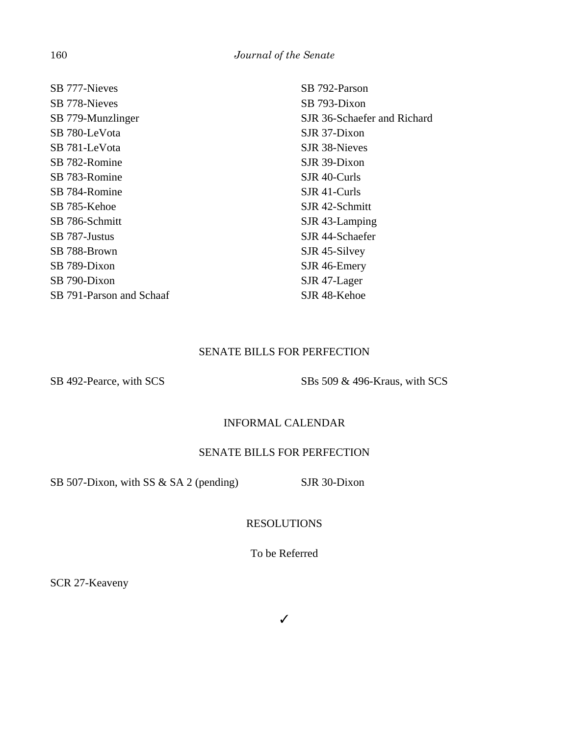SB 777-Nieves
SB 778-Nieves
SB 779-Munzlinger
SB 780-LeVota
SB 781-LeVota
SB 782-Romine
SB 783-Romine
SB 784-Romine
SB 785-Kehoe
SB 786-Schmitt
SB 787-Justus
SB 788-Brown
SB 789-Dixon
SB 790-Dixon
SB 791-Parson and Schaaf
SB 792-Parson
SB 793-Dixon
SJR 36-Schaefer and Richard
SJR 37-Dixon
SJR 38-Nieves
SJR 39-Dixon
SJR 40-Curls
SJR 41-Curls
SJR 42-Schmitt
SJR 43-Lamping
SJR 44-Schaefer
SJR 45-Silvey
SJR 46-Emery
SJR 47-Lager
SJR 48-Kehoe

SENATE BILLS FOR PERFECTION

SB 492-Pearce, with SCS
SBs 509 & 496-Kraus, with SCS

INFORMAL CALENDAR

SENATE BILLS FOR PERFECTION

SB 507-Dixon, with SS & SA 2 (pending)
SJR 30-Dixon

RESOLUTIONS

To be Referred

SCR 27-Keaveny

✓